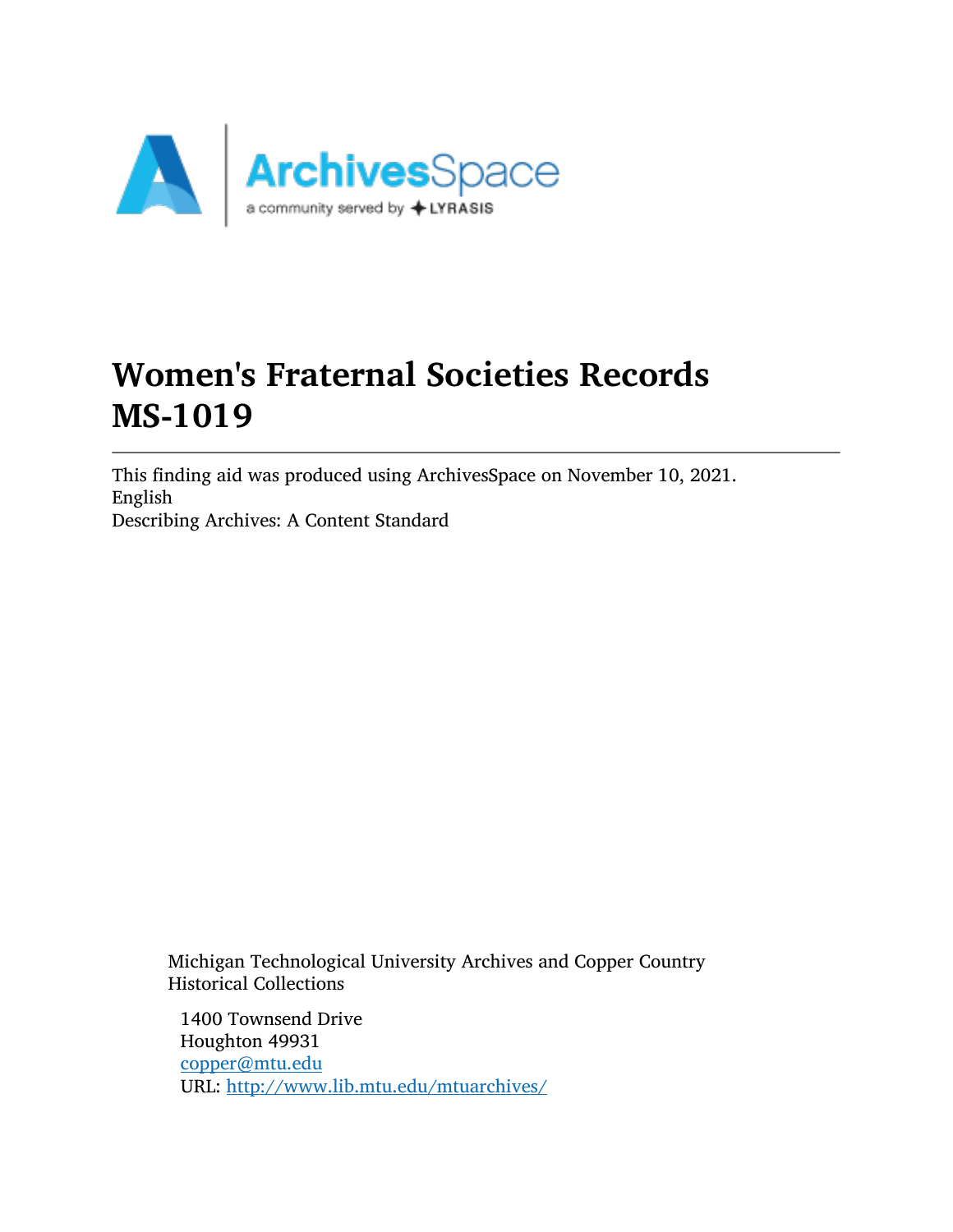# Women's Fraternal Societies Records MS-1019

---

This finding aid was produced using ArchivesSpace on November 10, 2021.
English
Describing Archives: A Content Standard

Michigan Technological University Archives and Copper Country Historical Collections

1400 Townsend Drive
Houghton 49931
[copper@mtu.edu](mailto:copper@mtu.edu)
URL: [http://www.lib.mtu.edu/mtuarchives/](http://www.lib.mtu.edu/mtuarchives/)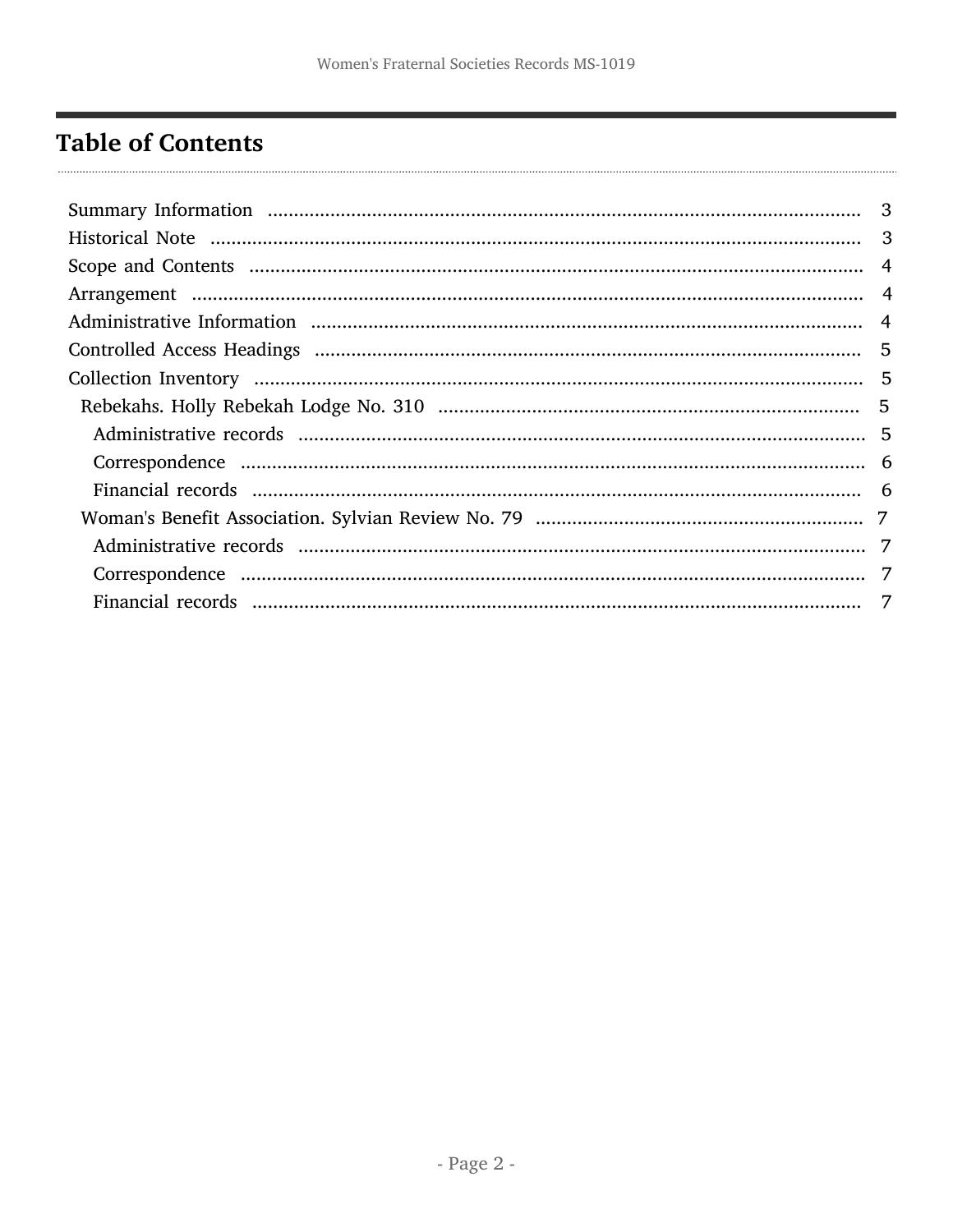# Table of Contents

- Summary Information ... 3
- Historical Note ... 3
- Scope and Contents ... 4
- Arrangement ... 4
- Administrative Information ... 4
- Controlled Access Headings ... 5
- Collection Inventory ... 5
  - Rebekahs. Holly Rebekah Lodge No. 310 ... 5
    - Administrative records ... 5
    - Correspondence ... 6
    - Financial records ... 6
  - Woman's Benefit Association. Sylvian Review No. 79 ... 7
    - Administrative records ... 7
    - Correspondence ... 7
    - Financial records ... 7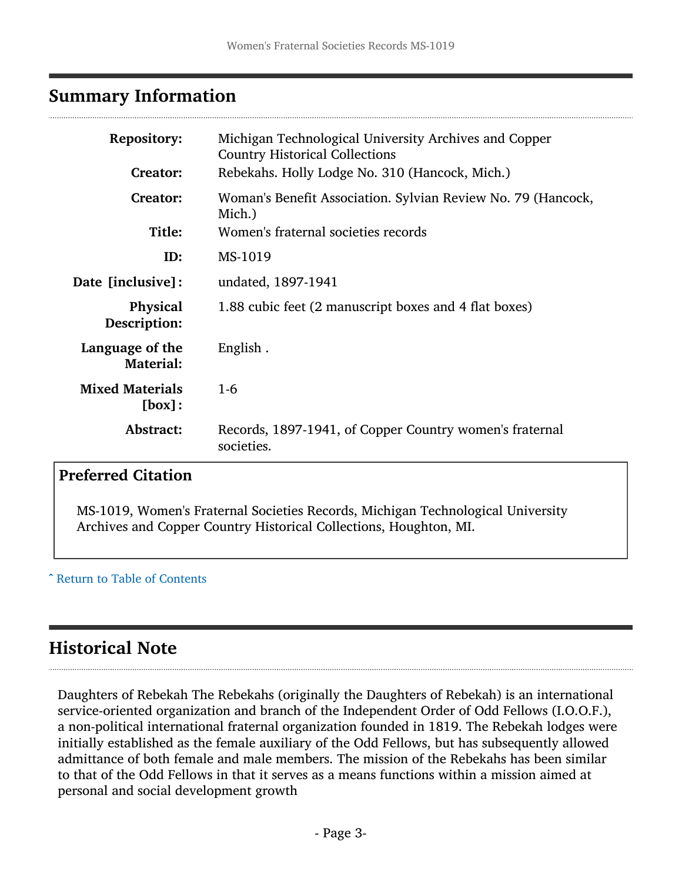## Summary Information

| | |
|---|---|
| **Repository:** | Michigan Technological University Archives and Copper Country Historical Collections |
| **Creator:** | Rebekahs. Holly Lodge No. 310 (Hancock, Mich.) |
| **Creator:** | Woman's Benefit Association. Sylvian Review No. 79 (Hancock, Mich.) |
| **Title:** | Women's fraternal societies records |
| **ID:** | MS-1019 |
| **Date [inclusive]:** | undated, 1897-1941 |
| **Physical Description:** | 1.88 cubic feet (2 manuscript boxes and 4 flat boxes) |
| **Language of the Material:** | English . |
| **Mixed Materials [box]:** | 1-6 |
| **Abstract:** | Records, 1897-1941, of Copper Country women's fraternal societies. |

### Preferred Citation

MS-1019, Women's Fraternal Societies Records, Michigan Technological University Archives and Copper Country Historical Collections, Houghton, MI.

ˆ Return to Table of Contents

## Historical Note

Daughters of Rebekah The Rebekahs (originally the Daughters of Rebekah) is an international service-oriented organization and branch of the Independent Order of Odd Fellows (I.O.O.F.), a non-political international fraternal organization founded in 1819. The Rebekah lodges were initially established as the female auxiliary of the Odd Fellows, but has subsequently allowed admittance of both female and male members. The mission of the Rebekahs has been similar to that of the Odd Fellows in that it serves as a means functions within a mission aimed at personal and social development growth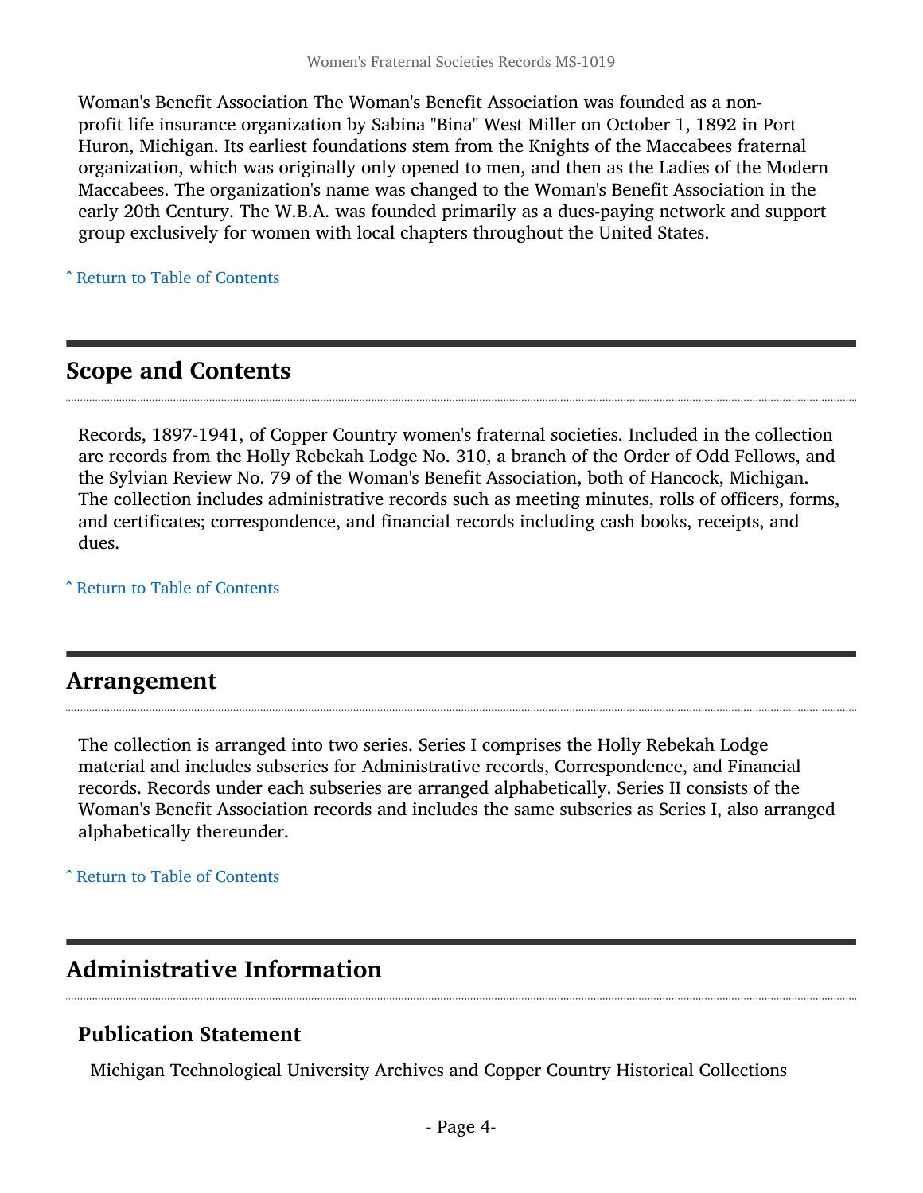Woman's Benefit Association The Woman's Benefit Association was founded as a non-profit life insurance organization by Sabina "Bina" West Miller on October 1, 1892 in Port Huron, Michigan. Its earliest foundations stem from the Knights of the Maccabees fraternal organization, which was originally only opened to men, and then as the Ladies of the Modern Maccabees. The organization's name was changed to the Woman's Benefit Association in the early 20th Century. The W.B.A. was founded primarily as a dues-paying network and support group exclusively for women with local chapters throughout the United States.

ˆ Return to Table of Contents

## Scope and Contents

Records, 1897-1941, of Copper Country women's fraternal societies. Included in the collection are records from the Holly Rebekah Lodge No. 310, a branch of the Order of Odd Fellows, and the Sylvian Review No. 79 of the Woman's Benefit Association, both of Hancock, Michigan. The collection includes administrative records such as meeting minutes, rolls of officers, forms, and certificates; correspondence, and financial records including cash books, receipts, and dues.

ˆ Return to Table of Contents

## Arrangement

The collection is arranged into two series. Series I comprises the Holly Rebekah Lodge material and includes subseries for Administrative records, Correspondence, and Financial records. Records under each subseries are arranged alphabetically. Series II consists of the Woman's Benefit Association records and includes the same subseries as Series I, also arranged alphabetically thereunder.

ˆ Return to Table of Contents

## Administrative Information

### Publication Statement

Michigan Technological University Archives and Copper Country Historical Collections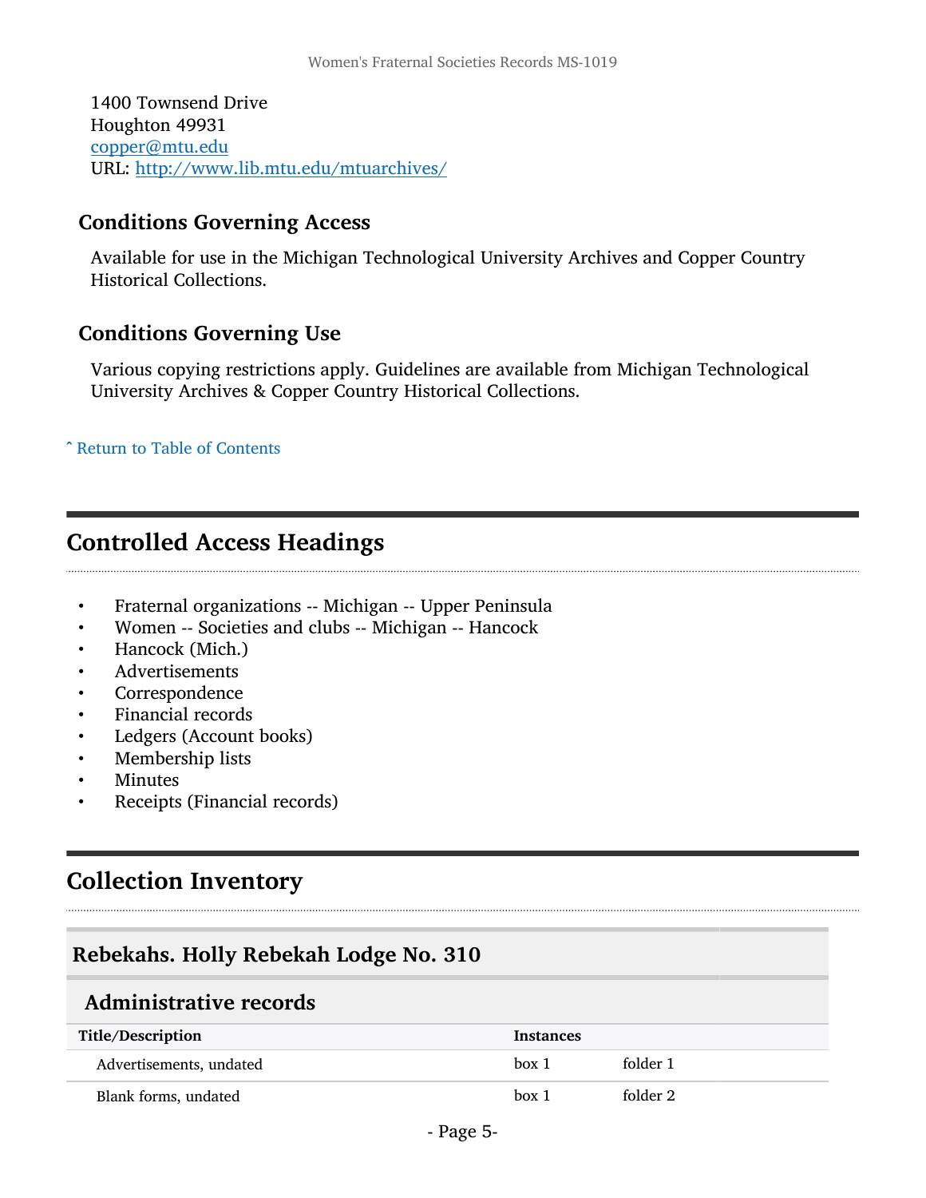1400 Townsend Drive
Houghton 49931
copper@mtu.edu
URL: http://www.lib.mtu.edu/mtuarchives/

### Conditions Governing Access

Available for use in the Michigan Technological University Archives and Copper Country Historical Collections.

### Conditions Governing Use

Various copying restrictions apply. Guidelines are available from Michigan Technological University Archives & Copper Country Historical Collections.

ˆ Return to Table of Contents

## Controlled Access Headings

- Fraternal organizations -- Michigan -- Upper Peninsula
- Women -- Societies and clubs -- Michigan -- Hancock
- Hancock (Mich.)
- Advertisements
- Correspondence
- Financial records
- Ledgers (Account books)
- Membership lists
- Minutes
- Receipts (Financial records)

## Collection Inventory

### Rebekahs. Holly Rebekah Lodge No. 310

#### Administrative records

| Title/Description | Instances | |
|---|---|---|
| Advertisements, undated | box 1 | folder 1 |
| Blank forms, undated | box 1 | folder 2 |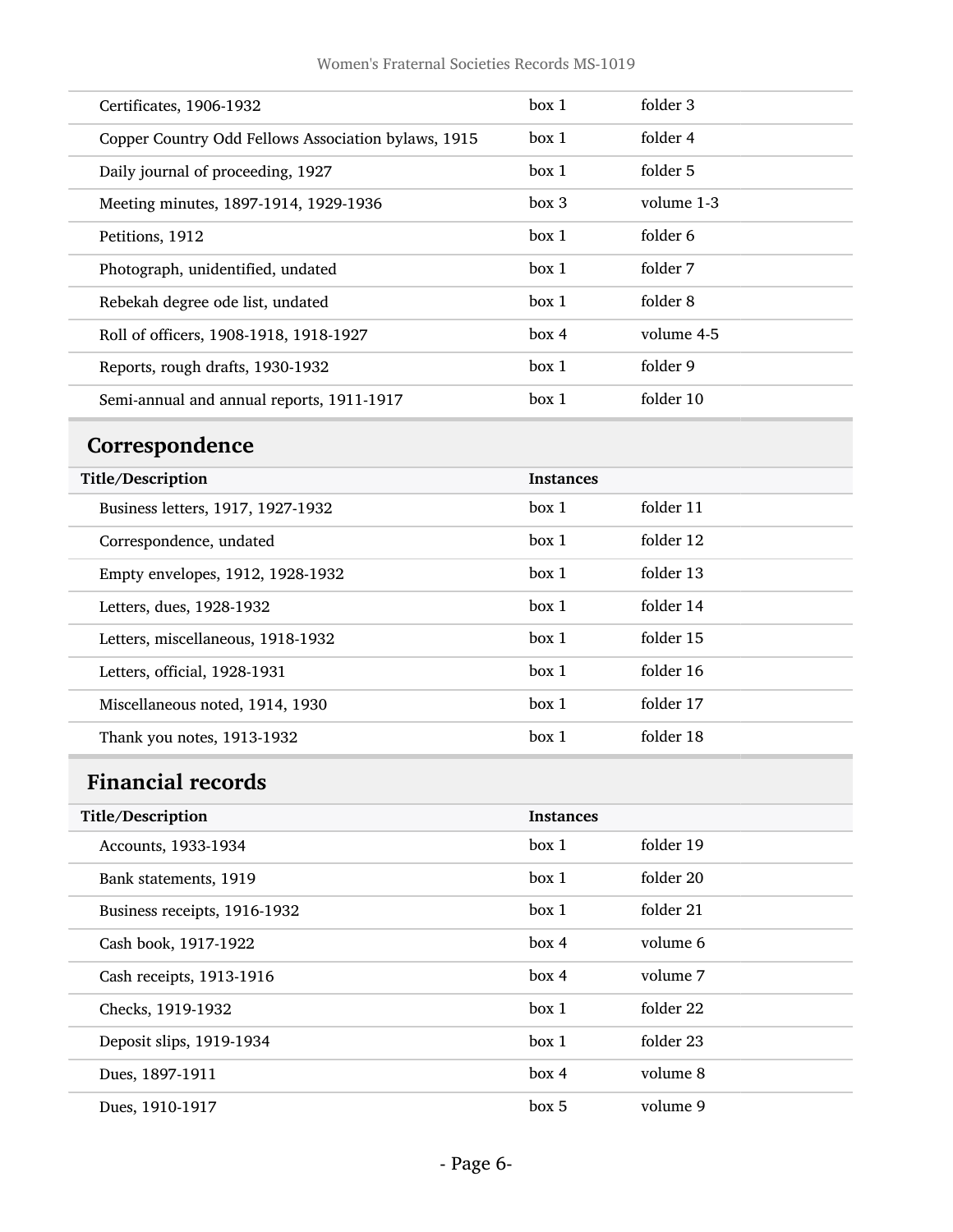| Title/Description | Instances | |
|---|---|---|
| Certificates, 1906-1932 | box 1 | folder 3 |
| Copper Country Odd Fellows Association bylaws, 1915 | box 1 | folder 4 |
| Daily journal of proceeding, 1927 | box 1 | folder 5 |
| Meeting minutes, 1897-1914, 1929-1936 | box 3 | volume 1-3 |
| Petitions, 1912 | box 1 | folder 6 |
| Photograph, unidentified, undated | box 1 | folder 7 |
| Rebekah degree ode list, undated | box 1 | folder 8 |
| Roll of officers, 1908-1918, 1918-1927 | box 4 | volume 4-5 |
| Reports, rough drafts, 1930-1932 | box 1 | folder 9 |
| Semi-annual and annual reports, 1911-1917 | box 1 | folder 10 |

## Correspondence

| Title/Description | Instances | |
|---|---|---|
| Business letters, 1917, 1927-1932 | box 1 | folder 11 |
| Correspondence, undated | box 1 | folder 12 |
| Empty envelopes, 1912, 1928-1932 | box 1 | folder 13 |
| Letters, dues, 1928-1932 | box 1 | folder 14 |
| Letters, miscellaneous, 1918-1932 | box 1 | folder 15 |
| Letters, official, 1928-1931 | box 1 | folder 16 |
| Miscellaneous noted, 1914, 1930 | box 1 | folder 17 |
| Thank you notes, 1913-1932 | box 1 | folder 18 |

## Financial records

| Title/Description | Instances | |
|---|---|---|
| Accounts, 1933-1934 | box 1 | folder 19 |
| Bank statements, 1919 | box 1 | folder 20 |
| Business receipts, 1916-1932 | box 1 | folder 21 |
| Cash book, 1917-1922 | box 4 | volume 6 |
| Cash receipts, 1913-1916 | box 4 | volume 7 |
| Checks, 1919-1932 | box 1 | folder 22 |
| Deposit slips, 1919-1934 | box 1 | folder 23 |
| Dues, 1897-1911 | box 4 | volume 8 |
| Dues, 1910-1917 | box 5 | volume 9 |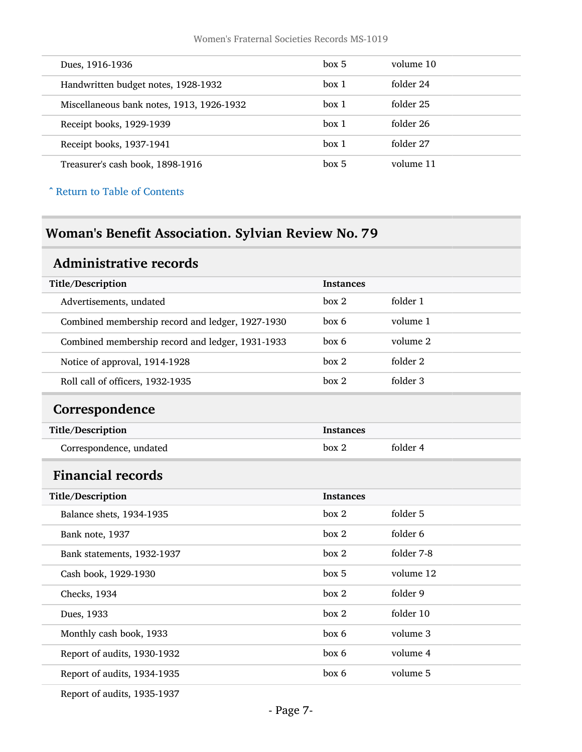| | | |
|---|---|---|
| Dues, 1916-1936 | box 5 | volume 10 |
| Handwritten budget notes, 1928-1932 | box 1 | folder 24 |
| Miscellaneous bank notes, 1913, 1926-1932 | box 1 | folder 25 |
| Receipt books, 1929-1939 | box 1 | folder 26 |
| Receipt books, 1937-1941 | box 1 | folder 27 |
| Treasurer's cash book, 1898-1916 | box 5 | volume 11 |

ˆ Return to Table of Contents

## Woman's Benefit Association. Sylvian Review No. 79

### Administrative records

| Title/Description | Instances | |
|---|---|---|
| Advertisements, undated | box 2 | folder 1 |
| Combined membership record and ledger, 1927-1930 | box 6 | volume 1 |
| Combined membership record and ledger, 1931-1933 | box 6 | volume 2 |
| Notice of approval, 1914-1928 | box 2 | folder 2 |
| Roll call of officers, 1932-1935 | box 2 | folder 3 |

### Correspondence

| Title/Description | Instances | |
|---|---|---|
| Correspondence, undated | box 2 | folder 4 |

### Financial records

| Title/Description | Instances | |
|---|---|---|
| Balance shets, 1934-1935 | box 2 | folder 5 |
| Bank note, 1937 | box 2 | folder 6 |
| Bank statements, 1932-1937 | box 2 | folder 7-8 |
| Cash book, 1929-1930 | box 5 | volume 12 |
| Checks, 1934 | box 2 | folder 9 |
| Dues, 1933 | box 2 | folder 10 |
| Monthly cash book, 1933 | box 6 | volume 3 |
| Report of audits, 1930-1932 | box 6 | volume 4 |
| Report of audits, 1934-1935 | box 6 | volume 5 |
| Report of audits, 1935-1937 | | |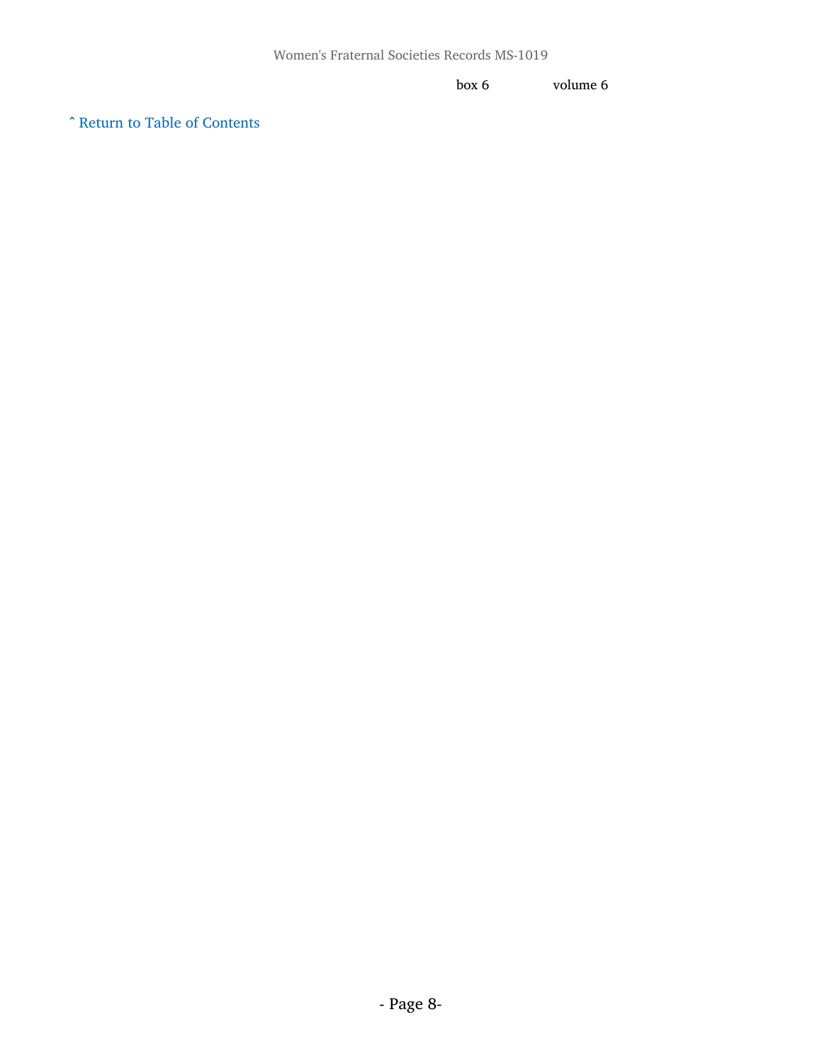box 6 volume 6

ˆ Return to Table of Contents